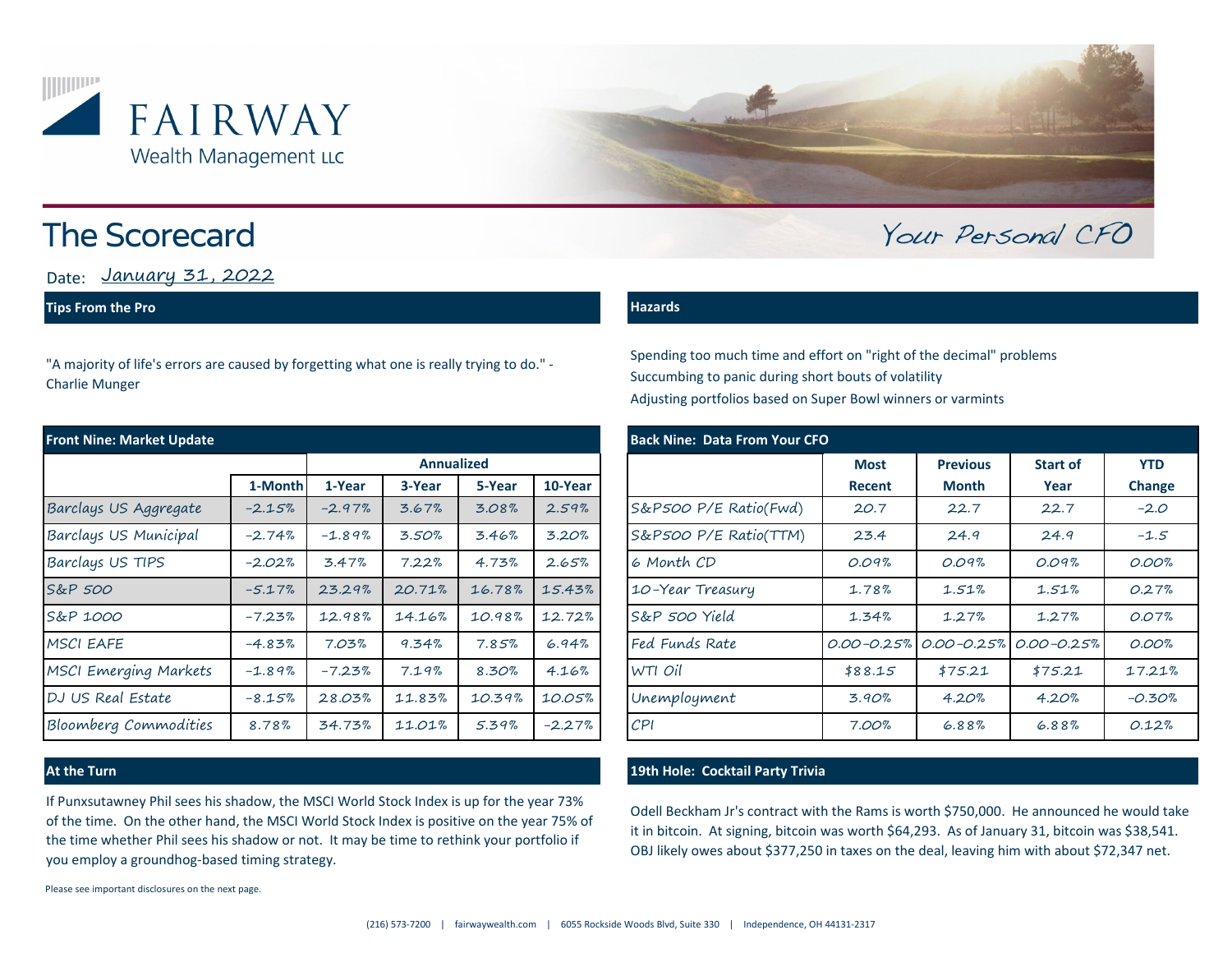# FAIRWAY
Wealth Management LLC

## The Scorecard

*Your Personal CFO*

Date: January 31, 2022

### Tips From the Pro

"A majority of life's errors are caused by forgetting what one is really trying to do." - Charlie Munger

### Hazards

Spending too much time and effort on "right of the decimal" problems
Succumbing to panic during short bouts of volatility
Adjusting portfolios based on Super Bowl winners or varmints

### Front Nine: Market Update

| | | Annualized | | | |
|---|---|---|---|---|---|
| | 1-Month | 1-Year | 3-Year | 5-Year | 10-Year |
| Barclays US Aggregate | -2.15% | -2.97% | 3.67% | 3.08% | 2.59% |
| Barclays US Municipal | -2.74% | -1.89% | 3.50% | 3.46% | 3.20% |
| Barclays US TIPS | -2.02% | 3.47% | 7.22% | 4.73% | 2.65% |
| S&P 500 | -5.17% | 23.29% | 20.71% | 16.78% | 15.43% |
| S&P 1000 | -7.23% | 12.98% | 14.16% | 10.98% | 12.72% |
| MSCI EAFE | -4.83% | 7.03% | 9.34% | 7.85% | 6.94% |
| MSCI Emerging Markets | -1.89% | -7.23% | 7.19% | 8.30% | 4.16% |
| DJ US Real Estate | -8.15% | 28.03% | 11.83% | 10.39% | 10.05% |
| Bloomberg Commodities | 8.78% | 34.73% | 11.01% | 5.39% | -2.27% |

### Back Nine: Data From Your CFO

| | Most Recent | Previous Month | Start of Year | YTD Change |
|---|---|---|---|---|
| S&P500 P/E Ratio(Fwd) | 20.7 | 22.7 | 22.7 | -2.0 |
| S&P500 P/E Ratio(TTM) | 23.4 | 24.9 | 24.9 | -1.5 |
| 6 Month CD | 0.09% | 0.09% | 0.09% | 0.00% |
| 10-Year Treasury | 1.78% | 1.51% | 1.51% | 0.27% |
| S&P 500 Yield | 1.34% | 1.27% | 1.27% | 0.07% |
| Fed Funds Rate | 0.00-0.25% | 0.00-0.25% | 0.00-0.25% | 0.00% |
| WTI Oil | $88.15 | $75.21 | $75.21 | 17.21% |
| Unemployment | 3.90% | 4.20% | 4.20% | -0.30% |
| CPI | 7.00% | 6.88% | 6.88% | 0.12% |

### At the Turn

If Punxsutawney Phil sees his shadow, the MSCI World Stock Index is up for the year 73% of the time. On the other hand, the MSCI World Stock Index is positive on the year 75% of the time whether Phil sees his shadow or not. It may be time to rethink your portfolio if you employ a groundhog-based timing strategy.

### 19th Hole: Cocktail Party Trivia

Odell Beckham Jr's contract with the Rams is worth $750,000. He announced he would take it in bitcoin. At signing, bitcoin was worth $64,293. As of January 31, bitcoin was $38,541. OBJ likely owes about $377,250 in taxes on the deal, leaving him with about $72,347 net.

Please see important disclosures on the next page.

(216) 573-7200 | fairwaywealth.com | 6055 Rockside Woods Blvd, Suite 330 | Independence, OH 44131-2317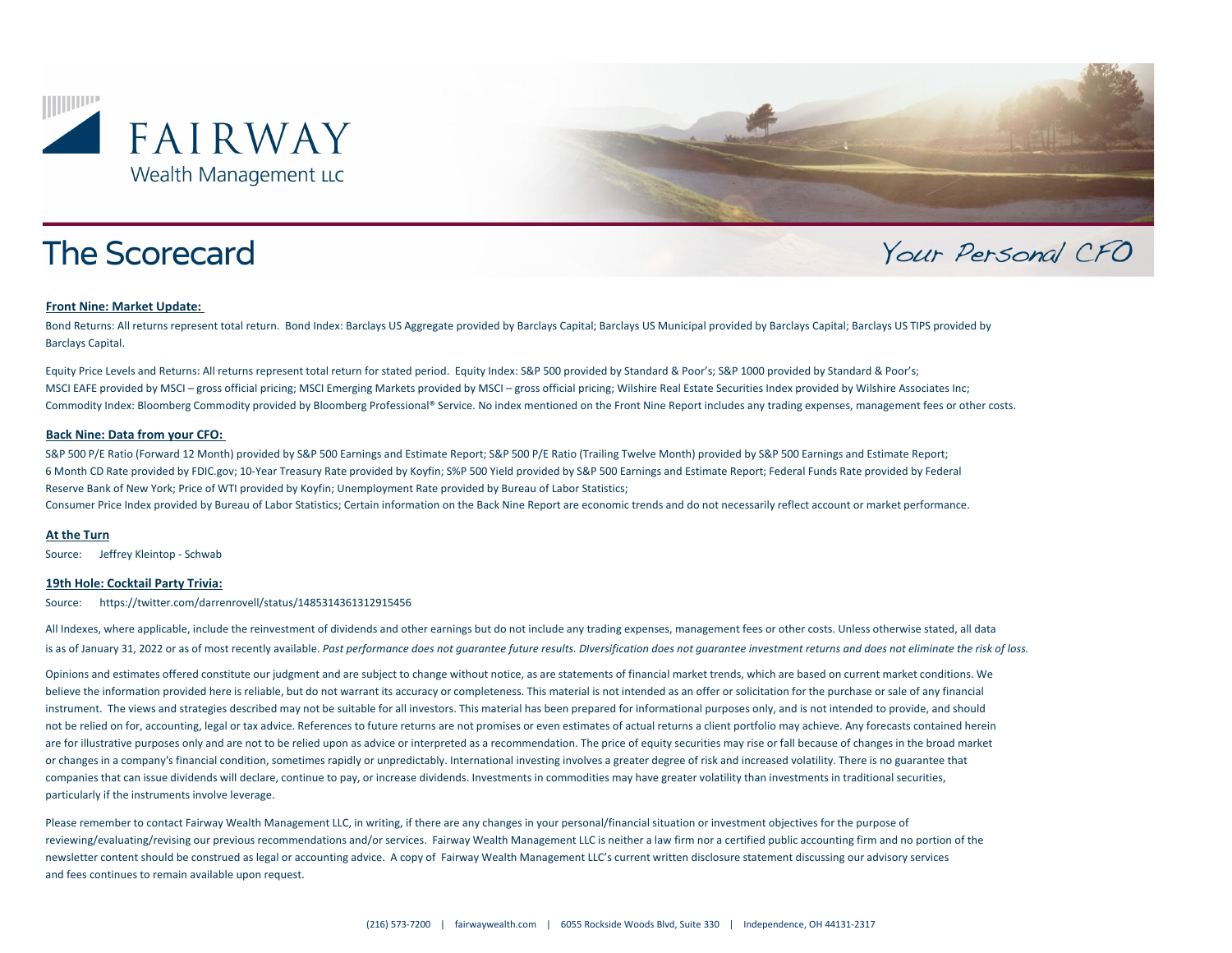FAIRWAY

Wealth Management LLC

# The Scorecard

Your Personal CFO

**Front Nine: Market Update:**

Bond Returns: All returns represent total return. Bond Index: Barclays US Aggregate provided by Barclays Capital; Barclays US Municipal provided by Barclays Capital; Barclays US TIPS provided by Barclays Capital.

Equity Price Levels and Returns: All returns represent total return for stated period. Equity Index: S&P 500 provided by Standard & Poor's; S&P 1000 provided by Standard & Poor's; MSCI EAFE provided by MSCI – gross official pricing; MSCI Emerging Markets provided by MSCI – gross official pricing; Wilshire Real Estate Securities Index provided by Wilshire Associates Inc; Commodity Index: Bloomberg Commodity provided by Bloomberg Professional® Service. No index mentioned on the Front Nine Report includes any trading expenses, management fees or other costs.

**Back Nine: Data from your CFO:**

S&P 500 P/E Ratio (Forward 12 Month) provided by S&P 500 Earnings and Estimate Report; S&P 500 P/E Ratio (Trailing Twelve Month) provided by S&P 500 Earnings and Estimate Report; 6 Month CD Rate provided by FDIC.gov; 10-Year Treasury Rate provided by Koyfin; S%P 500 Yield provided by S&P 500 Earnings and Estimate Report; Federal Funds Rate provided by Federal Reserve Bank of New York; Price of WTI provided by Koyfin; Unemployment Rate provided by Bureau of Labor Statistics;
Consumer Price Index provided by Bureau of Labor Statistics; Certain information on the Back Nine Report are economic trends and do not necessarily reflect account or market performance.

**At the Turn**

Source: Jeffrey Kleintop - Schwab

**19th Hole: Cocktail Party Trivia:**

Source: https://twitter.com/darrenrovell/status/1485314361312915456

All Indexes, where applicable, include the reinvestment of dividends and other earnings but do not include any trading expenses, management fees or other costs. Unless otherwise stated, all data is as of January 31, 2022 or as of most recently available. *Past performance does not guarantee future results. DIversification does not guarantee investment returns and does not eliminate the risk of loss.*

Opinions and estimates offered constitute our judgment and are subject to change without notice, as are statements of financial market trends, which are based on current market conditions. We believe the information provided here is reliable, but do not warrant its accuracy or completeness. This material is not intended as an offer or solicitation for the purchase or sale of any financial instrument. The views and strategies described may not be suitable for all investors. This material has been prepared for informational purposes only, and is not intended to provide, and should not be relied on for, accounting, legal or tax advice. References to future returns are not promises or even estimates of actual returns a client portfolio may achieve. Any forecasts contained herein are for illustrative purposes only and are not to be relied upon as advice or interpreted as a recommendation. The price of equity securities may rise or fall because of changes in the broad market or changes in a company's financial condition, sometimes rapidly or unpredictably. International investing involves a greater degree of risk and increased volatility. There is no guarantee that companies that can issue dividends will declare, continue to pay, or increase dividends. Investments in commodities may have greater volatility than investments in traditional securities, particularly if the instruments involve leverage.

Please remember to contact Fairway Wealth Management LLC, in writing, if there are any changes in your personal/financial situation or investment objectives for the purpose of reviewing/evaluating/revising our previous recommendations and/or services. Fairway Wealth Management LLC is neither a law firm nor a certified public accounting firm and no portion of the newsletter content should be construed as legal or accounting advice. A copy of Fairway Wealth Management LLC's current written disclosure statement discussing our advisory services and fees continues to remain available upon request.

(216) 573-7200 | fairwaywealth.com | 6055 Rockside Woods Blvd, Suite 330 | Independence, OH 44131-2317